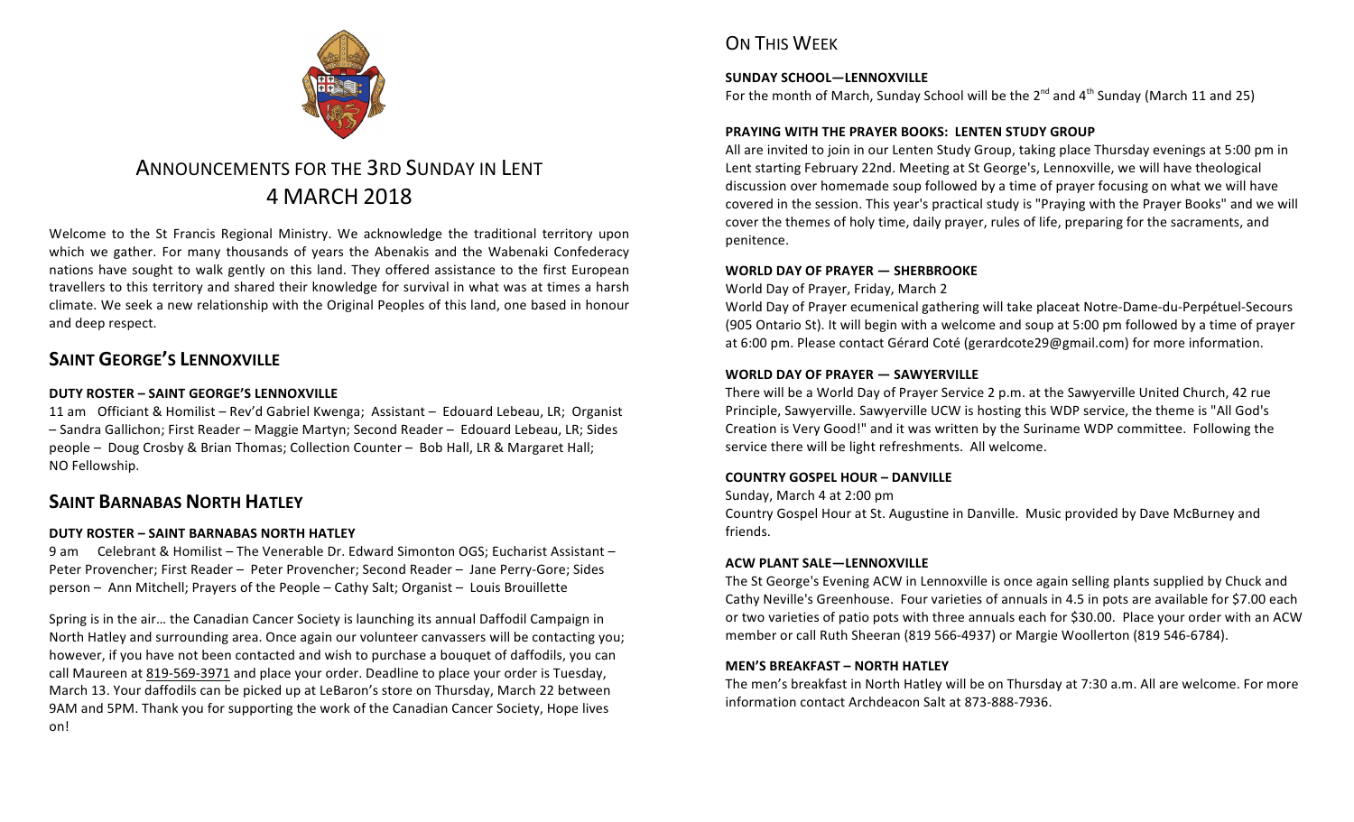# ANNOUNCEMENTS FOR THE 3RD SUNDAY IN LENT
# 4 MARCH 2018

Welcome to the St Francis Regional Ministry. We acknowledge the traditional territory upon which we gather. For many thousands of years the Abenakis and the Wabenaki Confederacy nations have sought to walk gently on this land. They offered assistance to the first European travellers to this territory and shared their knowledge for survival in what was at times a harsh climate. We seek a new relationship with the Original Peoples of this land, one based in honour and deep respect.

## SAINT GEORGE'S LENNOXVILLE

### DUTY ROSTER – SAINT GEORGE'S LENNOXVILLE

11 am Officiant & Homilist – Rev'd Gabriel Kwenga; Assistant – Edouard Lebeau, LR; Organist – Sandra Gallichon; First Reader – Maggie Martyn; Second Reader – Edouard Lebeau, LR; Sides people – Doug Crosby & Brian Thomas; Collection Counter – Bob Hall, LR & Margaret Hall; NO Fellowship.

## SAINT BARNABAS NORTH HATLEY

### DUTY ROSTER – SAINT BARNABAS NORTH HATLEY

9 am Celebrant & Homilist – The Venerable Dr. Edward Simonton OGS; Eucharist Assistant – Peter Provencher; First Reader – Peter Provencher; Second Reader – Jane Perry-Gore; Sides person – Ann Mitchell; Prayers of the People – Cathy Salt; Organist – Louis Brouillette

Spring is in the air… the Canadian Cancer Society is launching its annual Daffodil Campaign in North Hatley and surrounding area. Once again our volunteer canvassers will be contacting you; however, if you have not been contacted and wish to purchase a bouquet of daffodils, you can call Maureen at 819-569-3971 and place your order. Deadline to place your order is Tuesday, March 13. Your daffodils can be picked up at LeBaron's store on Thursday, March 22 between 9AM and 5PM. Thank you for supporting the work of the Canadian Cancer Society, Hope lives on!

## ON THIS WEEK

### SUNDAY SCHOOL—LENNOXVILLE

For the month of March, Sunday School will be the 2nd and 4th Sunday (March 11 and 25)

### PRAYING WITH THE PRAYER BOOKS: LENTEN STUDY GROUP

All are invited to join in our Lenten Study Group, taking place Thursday evenings at 5:00 pm in Lent starting February 22nd. Meeting at St George's, Lennoxville, we will have theological discussion over homemade soup followed by a time of prayer focusing on what we will have covered in the session. This year's practical study is "Praying with the Prayer Books" and we will cover the themes of holy time, daily prayer, rules of life, preparing for the sacraments, and penitence.

### WORLD DAY OF PRAYER — SHERBROOKE

World Day of Prayer, Friday, March 2

World Day of Prayer ecumenical gathering will take placeat Notre-Dame-du-Perpétuel-Secours (905 Ontario St). It will begin with a welcome and soup at 5:00 pm followed by a time of prayer at 6:00 pm. Please contact Gérard Coté (gerardcote29@gmail.com) for more information.

### WORLD DAY OF PRAYER — SAWYERVILLE

There will be a World Day of Prayer Service 2 p.m. at the Sawyerville United Church, 42 rue Principle, Sawyerville. Sawyerville UCW is hosting this WDP service, the theme is "All God's Creation is Very Good!" and it was written by the Suriname WDP committee. Following the service there will be light refreshments. All welcome.

### COUNTRY GOSPEL HOUR – DANVILLE

Sunday, March 4 at 2:00 pm

Country Gospel Hour at St. Augustine in Danville. Music provided by Dave McBurney and friends.

### ACW PLANT SALE—LENNOXVILLE

The St George's Evening ACW in Lennoxville is once again selling plants supplied by Chuck and Cathy Neville's Greenhouse. Four varieties of annuals in 4.5 in pots are available for $7.00 each or two varieties of patio pots with three annuals each for $30.00. Place your order with an ACW member or call Ruth Sheeran (819 566-4937) or Margie Woollerton (819 546-6784).

### MEN'S BREAKFAST – NORTH HATLEY

The men's breakfast in North Hatley will be on Thursday at 7:30 a.m. All are welcome. For more information contact Archdeacon Salt at 873-888-7936.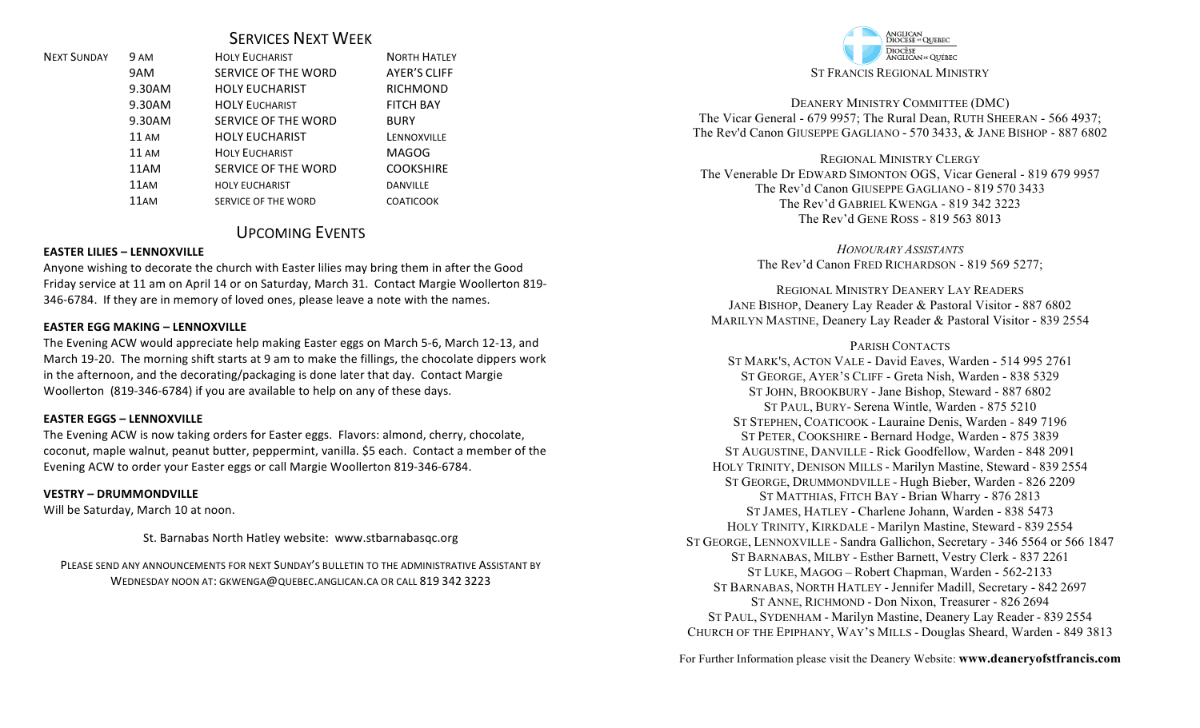## Services Next Week

| | | | |
|---|---|---|---|
| Next Sunday | 9 AM | Holy Eucharist | North Hatley |
| | 9AM | Service of the Word | Ayer's Cliff |
| | 9.30AM | Holy Eucharist | Richmond |
| | 9.30AM | Holy Eucharist | Fitch Bay |
| | 9.30AM | Service of the Word | Bury |
| | 11 AM | Holy Eucharist | Lennoxville |
| | 11 AM | Holy Eucharist | Magog |
| | 11AM | Service of the Word | Cookshire |
| | 11AM | Holy Eucharist | Danville |
| | 11AM | Service of the Word | Coaticook |

## Upcoming Events

**EASTER LILIES – LENNOXVILLE**

Anyone wishing to decorate the church with Easter lilies may bring them in after the Good Friday service at 11 am on April 14 or on Saturday, March 31. Contact Margie Woollerton 819-346-6784. If they are in memory of loved ones, please leave a note with the names.

**EASTER EGG MAKING – LENNOXVILLE**

The Evening ACW would appreciate help making Easter eggs on March 5-6, March 12-13, and March 19-20. The morning shift starts at 9 am to make the fillings, the chocolate dippers work in the afternoon, and the decorating/packaging is done later that day. Contact Margie Woollerton (819-346-6784) if you are available to help on any of these days.

**EASTER EGGS – LENNOXVILLE**

The Evening ACW is now taking orders for Easter eggs. Flavors: almond, cherry, chocolate, coconut, maple walnut, peanut butter, peppermint, vanilla. $5 each. Contact a member of the Evening ACW to order your Easter eggs or call Margie Woollerton 819-346-6784.

**VESTRY – DRUMMONDVILLE**

Will be Saturday, March 10 at noon.

St. Barnabas North Hatley website: www.stbarnabasqc.org

Please send any announcements for next Sunday's bulletin to the administrative Assistant by Wednesday noon at: gkwenga@quebec.anglican.ca or call 819 342 3223

Anglican Diocese of Quebec
Diocèse Anglican de Québec

St Francis Regional Ministry

Deanery Ministry Committee (DMC)
The Vicar General - 679 9957; The Rural Dean, Ruth Sheeran - 566 4937;
The Rev'd Canon Giuseppe Gagliano - 570 3433, & Jane Bishop - 887 6802

Regional Ministry Clergy
The Venerable Dr Edward Simonton OGS, Vicar General - 819 679 9957
The Rev'd Canon Giuseppe Gagliano - 819 570 3433
The Rev'd Gabriel Kwenga - 819 342 3223
The Rev'd Gene Ross - 819 563 8013

*Honourary Assistants*
The Rev'd Canon Fred Richardson - 819 569 5277;

Regional Ministry Deanery Lay Readers
Jane Bishop, Deanery Lay Reader & Pastoral Visitor - 887 6802
Marilyn Mastine, Deanery Lay Reader & Pastoral Visitor - 839 2554

Parish Contacts
St Mark's, Acton Vale - David Eaves, Warden - 514 995 2761
St George, Ayer's Cliff - Greta Nish, Warden - 838 5329
St John, Brookbury - Jane Bishop, Steward - 887 6802
St Paul, Bury- Serena Wintle, Warden - 875 5210
St Stephen, Coaticook - Lauraine Denis, Warden - 849 7196
St Peter, Cookshire - Bernard Hodge, Warden - 875 3839
St Augustine, Danville - Rick Goodfellow, Warden - 848 2091
Holy Trinity, Denison Mills - Marilyn Mastine, Steward - 839 2554
St George, Drummondville - Hugh Bieber, Warden - 826 2209
St Matthias, Fitch Bay - Brian Wharry - 876 2813
St James, Hatley - Charlene Johann, Warden - 838 5473
Holy Trinity, Kirkdale - Marilyn Mastine, Steward - 839 2554
St George, Lennoxville - Sandra Gallichon, Secretary - 346 5564 or 566 1847
St Barnabas, Milby - Esther Barnett, Vestry Clerk - 837 2261
St Luke, Magog – Robert Chapman, Warden - 562-2133
St Barnabas, North Hatley - Jennifer Madill, Secretary - 842 2697
St Anne, Richmond - Don Nixon, Treasurer - 826 2694
St Paul, Sydenham - Marilyn Mastine, Deanery Lay Reader - 839 2554
Church of the Epiphany, Way's Mills - Douglas Sheard, Warden - 849 3813

For Further Information please visit the Deanery Website: **www.deaneryofstfrancis.com**